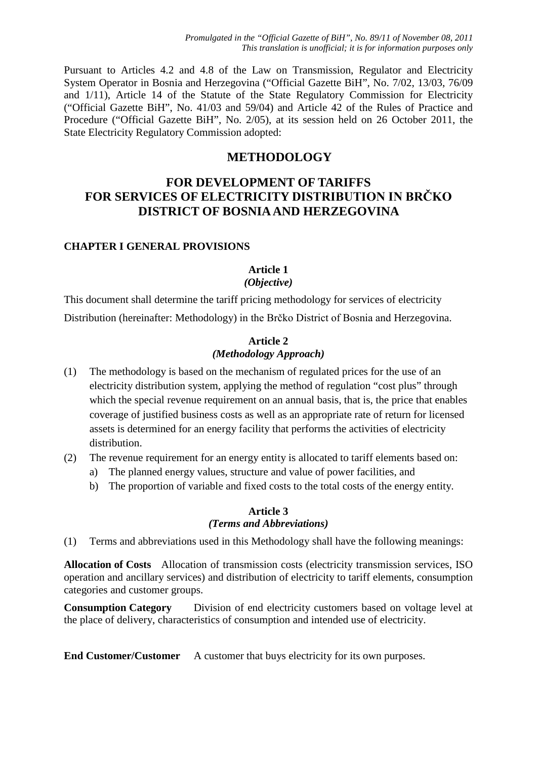*Promulgated in the "Official Gazette of BiH", No. 89/11 of November 08, 2011*
*This translation is unofficial; it is for information purposes only*

Pursuant to Articles 4.2 and 4.8 of the Law on Transmission, Regulator and Electricity System Operator in Bosnia and Herzegovina ("Official Gazette BiH", No. 7/02, 13/03, 76/09 and 1/11), Article 14 of the Statute of the State Regulatory Commission for Electricity ("Official Gazette BiH", No. 41/03 and 59/04) and Article 42 of the Rules of Practice and Procedure ("Official Gazette BiH", No. 2/05), at its session held on 26 October 2011, the State Electricity Regulatory Commission adopted:

# METHODOLOGY

# FOR DEVELOPMENT OF TARIFFS FOR SERVICES OF ELECTRICITY DISTRIBUTION IN BRČKO DISTRICT OF BOSNIA AND HERZEGOVINA

## CHAPTER I GENERAL PROVISIONS

### Article 1
*(Objective)*

This document shall determine the tariff pricing methodology for services of electricity Distribution (hereinafter: Methodology) in the Brčko District of Bosnia and Herzegovina.

### Article 2
*(Methodology Approach)*

(1) The methodology is based on the mechanism of regulated prices for the use of an electricity distribution system, applying the method of regulation "cost plus" through which the special revenue requirement on an annual basis, that is, the price that enables coverage of justified business costs as well as an appropriate rate of return for licensed assets is determined for an energy facility that performs the activities of electricity distribution.

(2) The revenue requirement for an energy entity is allocated to tariff elements based on:
   a) The planned energy values, structure and value of power facilities, and
   b) The proportion of variable and fixed costs to the total costs of the energy entity.

### Article 3
*(Terms and Abbreviations)*

(1) Terms and abbreviations used in this Methodology shall have the following meanings:

**Allocation of Costs** Allocation of transmission costs (electricity transmission services, ISO operation and ancillary services) and distribution of electricity to tariff elements, consumption categories and customer groups.

**Consumption Category** Division of end electricity customers based on voltage level at the place of delivery, characteristics of consumption and intended use of electricity.

**End Customer/Customer** A customer that buys electricity for its own purposes.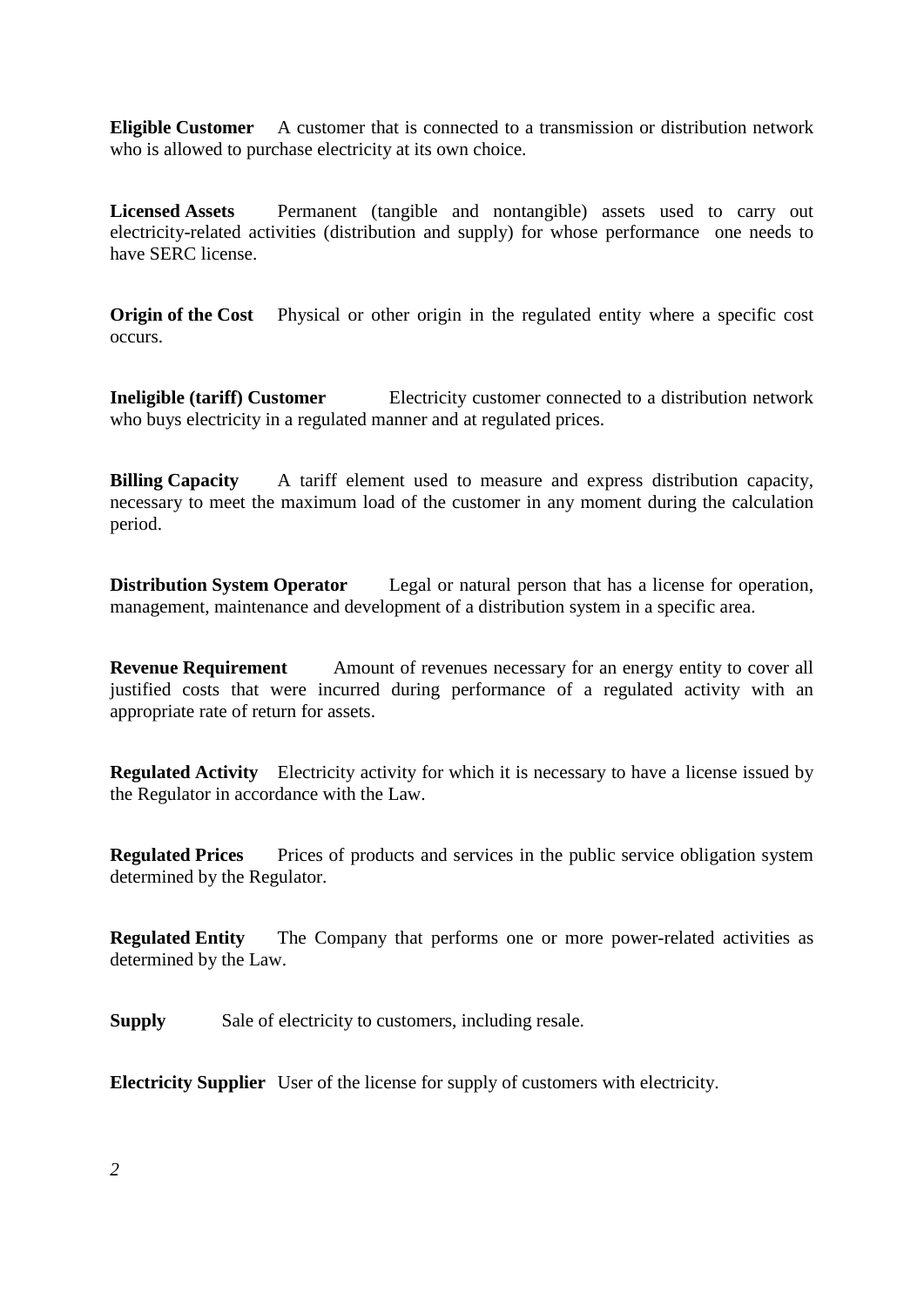**Eligible Customer** A customer that is connected to a transmission or distribution network who is allowed to purchase electricity at its own choice.

**Licensed Assets** Permanent (tangible and nontangible) assets used to carry out electricity-related activities (distribution and supply) for whose performance one needs to have SERC license.

**Origin of the Cost** Physical or other origin in the regulated entity where a specific cost occurs.

**Ineligible (tariff) Customer** Electricity customer connected to a distribution network who buys electricity in a regulated manner and at regulated prices.

**Billing Capacity** A tariff element used to measure and express distribution capacity, necessary to meet the maximum load of the customer in any moment during the calculation period.

**Distribution System Operator** Legal or natural person that has a license for operation, management, maintenance and development of a distribution system in a specific area.

**Revenue Requirement** Amount of revenues necessary for an energy entity to cover all justified costs that were incurred during performance of a regulated activity with an appropriate rate of return for assets.

**Regulated Activity** Electricity activity for which it is necessary to have a license issued by the Regulator in accordance with the Law.

**Regulated Prices** Prices of products and services in the public service obligation system determined by the Regulator.

**Regulated Entity** The Company that performs one or more power-related activities as determined by the Law.

**Supply** Sale of electricity to customers, including resale.

**Electricity Supplier** User of the license for supply of customers with electricity.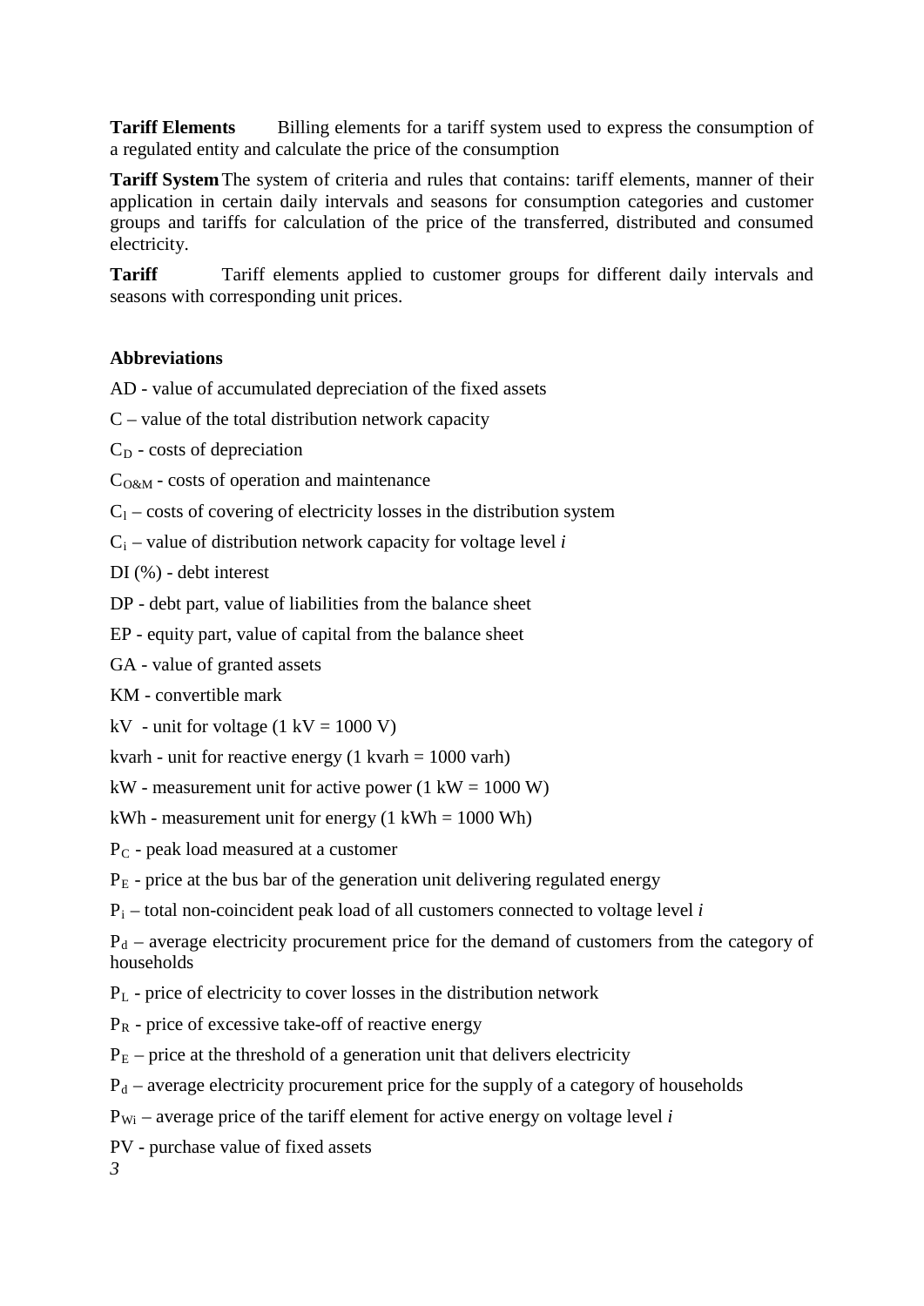**Tariff Elements** Billing elements for a tariff system used to express the consumption of a regulated entity and calculate the price of the consumption

**Tariff System** The system of criteria and rules that contains: tariff elements, manner of their application in certain daily intervals and seasons for consumption categories and customer groups and tariffs for calculation of the price of the transferred, distributed and consumed electricity.

**Tariff** Tariff elements applied to customer groups for different daily intervals and seasons with corresponding unit prices.

**Abbreviations**

AD - value of accumulated depreciation of the fixed assets

C – value of the total distribution network capacity

$C_D$ - costs of depreciation

$C_{O\&M}$ - costs of operation and maintenance

$C_l$ – costs of covering of electricity losses in the distribution system

$C_i$ – value of distribution network capacity for voltage level *i*

DI (%) - debt interest

DP - debt part, value of liabilities from the balance sheet

EP - equity part, value of capital from the balance sheet

GA - value of granted assets

KM - convertible mark

kV - unit for voltage (1 kV = 1000 V)

kvarh - unit for reactive energy (1 kvarh = 1000 varh)

kW - measurement unit for active power (1 kW = 1000 W)

kWh - measurement unit for energy (1 kWh = 1000 Wh)

$P_C$ - peak load measured at a customer

$P_E$ - price at the bus bar of the generation unit delivering regulated energy

$P_i$ – total non-coincident peak load of all customers connected to voltage level *i*

$P_d$ – average electricity procurement price for the demand of customers from the category of households

$P_L$ - price of electricity to cover losses in the distribution network

$P_R$ - price of excessive take-off of reactive energy

$P_E$ – price at the threshold of a generation unit that delivers electricity

$P_d$ – average electricity procurement price for the supply of a category of households

$P_{Wi}$ – average price of the tariff element for active energy on voltage level *i*

PV - purchase value of fixed assets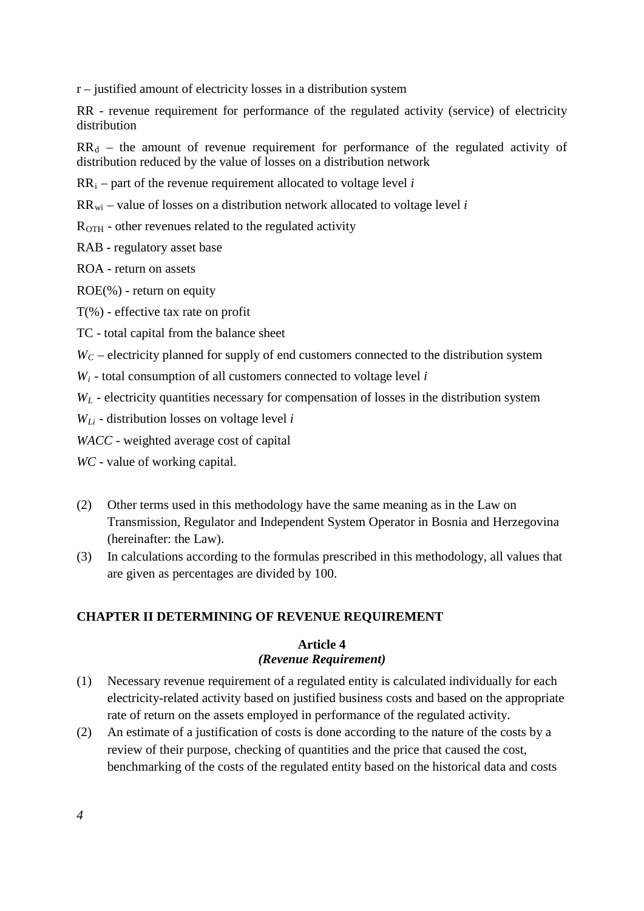r – justified amount of electricity losses in a distribution system

RR - revenue requirement for performance of the regulated activity (service) of electricity distribution

$RR_d$ – the amount of revenue requirement for performance of the regulated activity of distribution reduced by the value of losses on a distribution network

$RR_i$ – part of the revenue requirement allocated to voltage level *i*

$RR_{wi}$ – value of losses on a distribution network allocated to voltage level *i*

$R_{OTH}$ - other revenues related to the regulated activity

RAB - regulatory asset base

ROA - return on assets

ROE(%) - return on equity

T(%) - effective tax rate on profit

TC - total capital from the balance sheet

$W_C$ – electricity planned for supply of end customers connected to the distribution system

$W_i$ - total consumption of all customers connected to voltage level *i*

$W_L$ - electricity quantities necessary for compensation of losses in the distribution system

$W_{Li}$ - distribution losses on voltage level *i*

*WACC* - weighted average cost of capital

*WC* - value of working capital.

(2) Other terms used in this methodology have the same meaning as in the Law on Transmission, Regulator and Independent System Operator in Bosnia and Herzegovina (hereinafter: the Law).

(3) In calculations according to the formulas prescribed in this methodology, all values that are given as percentages are divided by 100.

## CHAPTER II DETERMINING OF REVENUE REQUIREMENT

### Article 4
***(Revenue Requirement)***

(1) Necessary revenue requirement of a regulated entity is calculated individually for each electricity-related activity based on justified business costs and based on the appropriate rate of return on the assets employed in performance of the regulated activity.

(2) An estimate of a justification of costs is done according to the nature of the costs by a review of their purpose, checking of quantities and the price that caused the cost, benchmarking of the costs of the regulated entity based on the historical data and costs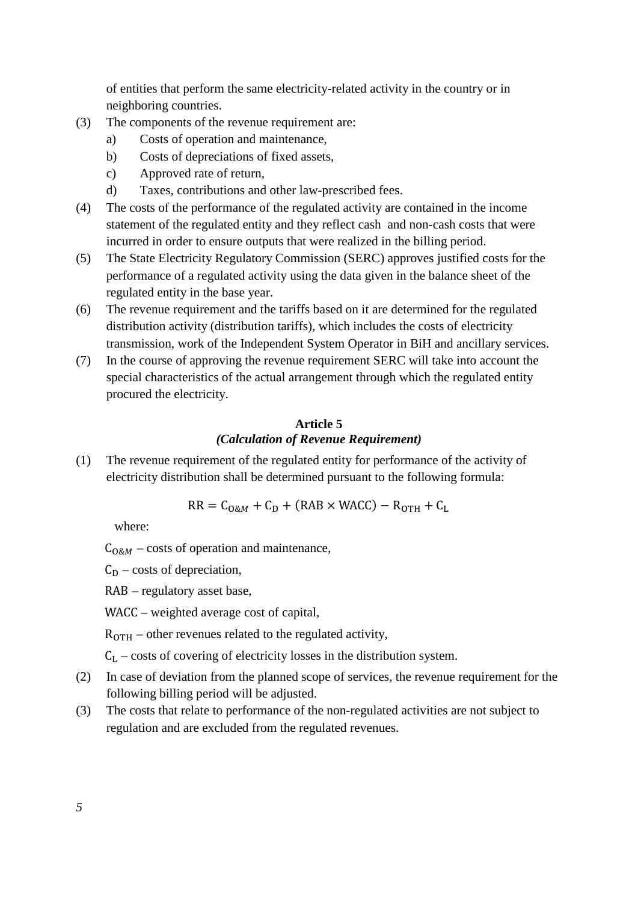of entities that perform the same electricity-related activity in the country or in neighboring countries.

(3) The components of the revenue requirement are:
  a) Costs of operation and maintenance,
  b) Costs of depreciations of fixed assets,
  c) Approved rate of return,
  d) Taxes, contributions and other law-prescribed fees.

(4) The costs of the performance of the regulated activity are contained in the income statement of the regulated entity and they reflect cash and non-cash costs that were incurred in order to ensure outputs that were realized in the billing period.

(5) The State Electricity Regulatory Commission (SERC) approves justified costs for the performance of a regulated activity using the data given in the balance sheet of the regulated entity in the base year.

(6) The revenue requirement and the tariffs based on it are determined for the regulated distribution activity (distribution tariffs), which includes the costs of electricity transmission, work of the Independent System Operator in BiH and ancillary services.

(7) In the course of approving the revenue requirement SERC will take into account the special characteristics of the actual arrangement through which the regulated entity procured the electricity.

**Article 5**
***(Calculation of Revenue Requirement)***

(1) The revenue requirement of the regulated entity for performance of the activity of electricity distribution shall be determined pursuant to the following formula:

$$\mathrm{RR} = \mathrm{C}_{\mathrm{O}\&M} + \mathrm{C}_{\mathrm{D}} + (\mathrm{RAB} \times \mathrm{WACC}) - \mathrm{R}_{\mathrm{OTH}} + \mathrm{C}_{\mathrm{L}}$$

where:

$\mathrm{C}_{\mathrm{O}\&M}$ – costs of operation and maintenance,

$\mathrm{C}_{\mathrm{D}}$ – costs of depreciation,

RAB – regulatory asset base,

WACC – weighted average cost of capital,

$\mathrm{R}_{\mathrm{OTH}}$ – other revenues related to the regulated activity,

$\mathrm{C}_{\mathrm{L}}$ – costs of covering of electricity losses in the distribution system.

(2) In case of deviation from the planned scope of services, the revenue requirement for the following billing period will be adjusted.

(3) The costs that relate to performance of the non-regulated activities are not subject to regulation and are excluded from the regulated revenues.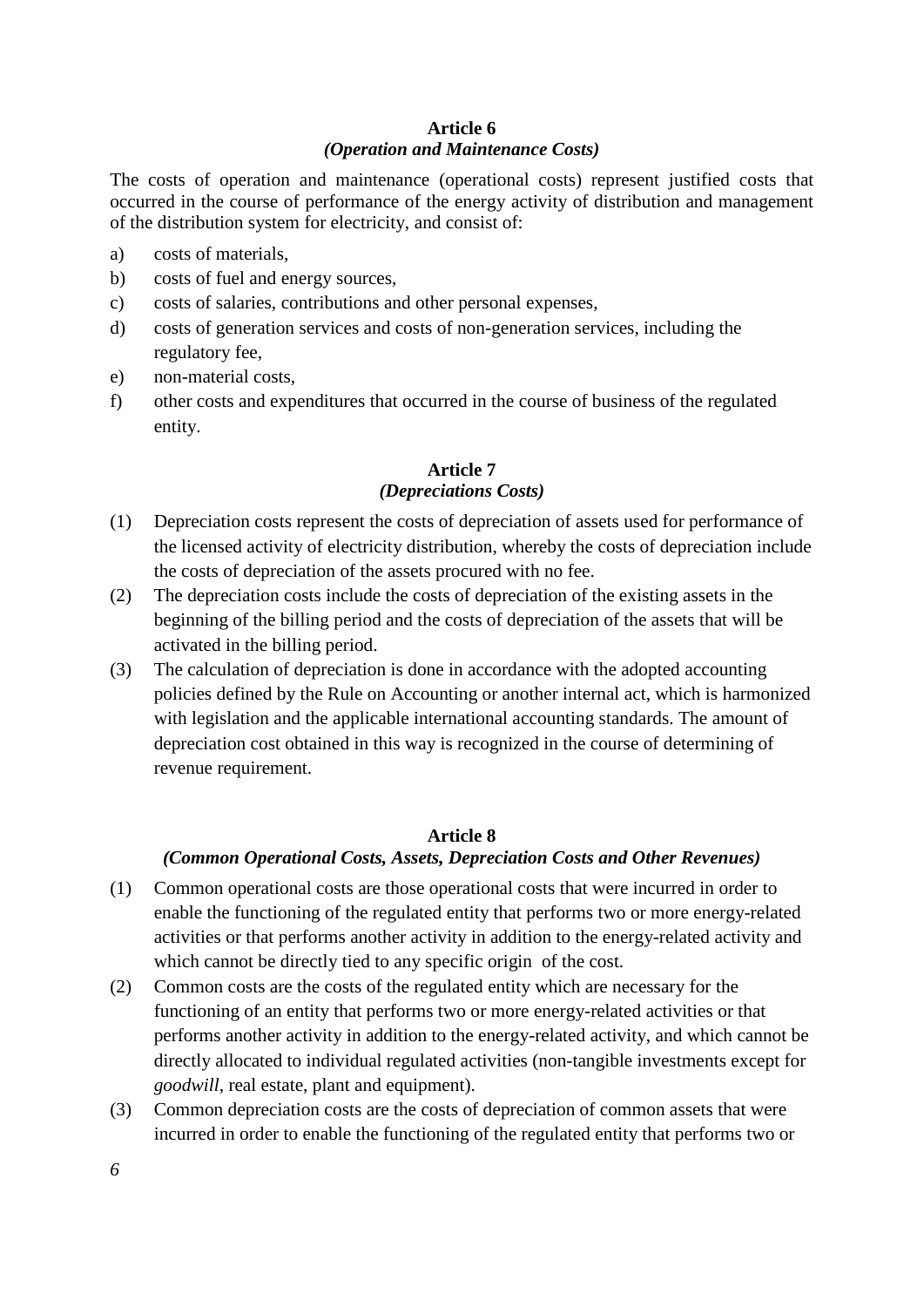**Article 6**
***(Operation and Maintenance Costs)***

The costs of operation and maintenance (operational costs) represent justified costs that occurred in the course of performance of the energy activity of distribution and management of the distribution system for electricity, and consist of:

a) costs of materials,
b) costs of fuel and energy sources,
c) costs of salaries, contributions and other personal expenses,
d) costs of generation services and costs of non-generation services, including the regulatory fee,
e) non-material costs,
f) other costs and expenditures that occurred in the course of business of the regulated entity.

**Article 7**
***(Depreciations Costs)***

(1) Depreciation costs represent the costs of depreciation of assets used for performance of the licensed activity of electricity distribution, whereby the costs of depreciation include the costs of depreciation of the assets procured with no fee.
(2) The depreciation costs include the costs of depreciation of the existing assets in the beginning of the billing period and the costs of depreciation of the assets that will be activated in the billing period.
(3) The calculation of depreciation is done in accordance with the adopted accounting policies defined by the Rule on Accounting or another internal act, which is harmonized with legislation and the applicable international accounting standards. The amount of depreciation cost obtained in this way is recognized in the course of determining of revenue requirement.

**Article 8**
***(Common Operational Costs, Assets, Depreciation Costs and Other Revenues)***

(1) Common operational costs are those operational costs that were incurred in order to enable the functioning of the regulated entity that performs two or more energy-related activities or that performs another activity in addition to the energy-related activity and which cannot be directly tied to any specific origin of the cost.
(2) Common costs are the costs of the regulated entity which are necessary for the functioning of an entity that performs two or more energy-related activities or that performs another activity in addition to the energy-related activity, and which cannot be directly allocated to individual regulated activities (non-tangible investments except for *goodwill*, real estate, plant and equipment).
(3) Common depreciation costs are the costs of depreciation of common assets that were incurred in order to enable the functioning of the regulated entity that performs two or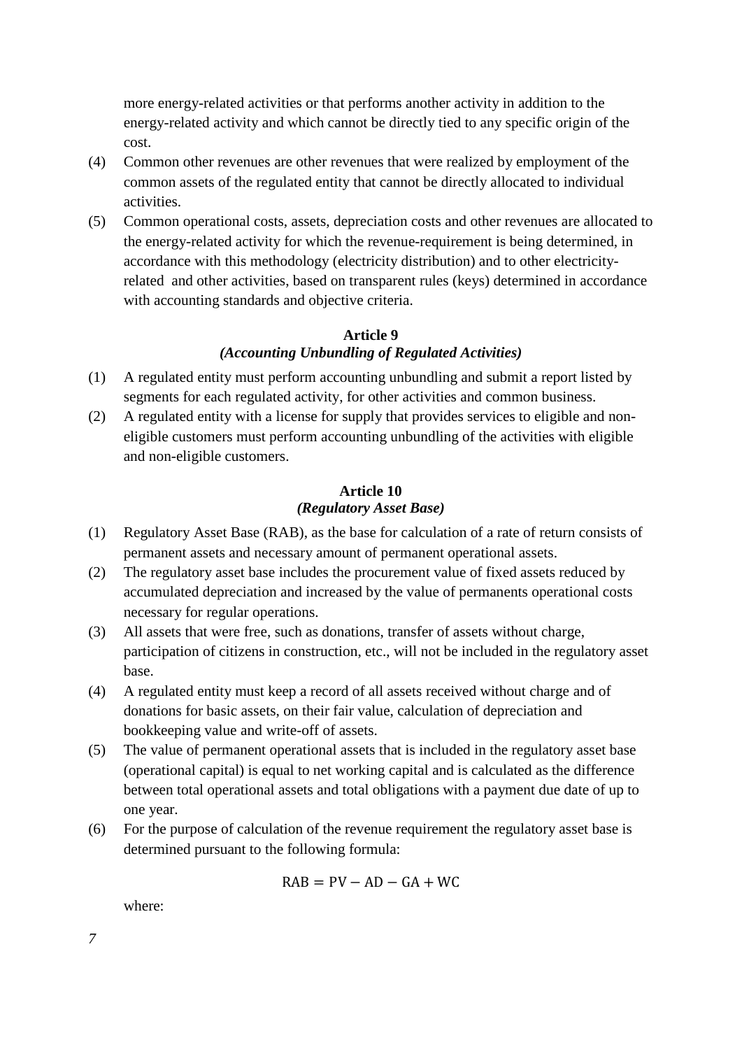more energy-related activities or that performs another activity in addition to the energy-related activity and which cannot be directly tied to any specific origin of the cost.

(4) Common other revenues are other revenues that were realized by employment of the common assets of the regulated entity that cannot be directly allocated to individual activities.

(5) Common operational costs, assets, depreciation costs and other revenues are allocated to the energy-related activity for which the revenue-requirement is being determined, in accordance with this methodology (electricity distribution) and to other electricity-related and other activities, based on transparent rules (keys) determined in accordance with accounting standards and objective criteria.

**Article 9**
***(Accounting Unbundling of Regulated Activities)***

(1) A regulated entity must perform accounting unbundling and submit a report listed by segments for each regulated activity, for other activities and common business.

(2) A regulated entity with a license for supply that provides services to eligible and non-eligible customers must perform accounting unbundling of the activities with eligible and non-eligible customers.

**Article 10**
***(Regulatory Asset Base)***

(1) Regulatory Asset Base (RAB), as the base for calculation of a rate of return consists of permanent assets and necessary amount of permanent operational assets.

(2) The regulatory asset base includes the procurement value of fixed assets reduced by accumulated depreciation and increased by the value of permanents operational costs necessary for regular operations.

(3) All assets that were free, such as donations, transfer of assets without charge, participation of citizens in construction, etc., will not be included in the regulatory asset base.

(4) A regulated entity must keep a record of all assets received without charge and of donations for basic assets, on their fair value, calculation of depreciation and bookkeeping value and write-off of assets.

(5) The value of permanent operational assets that is included in the regulatory asset base (operational capital) is equal to net working capital and is calculated as the difference between total operational assets and total obligations with a payment due date of up to one year.

(6) For the purpose of calculation of the revenue requirement the regulatory asset base is determined pursuant to the following formula:

$$\mathrm{RAB} = \mathrm{PV} - \mathrm{AD} - \mathrm{GA} + \mathrm{WC}$$

where: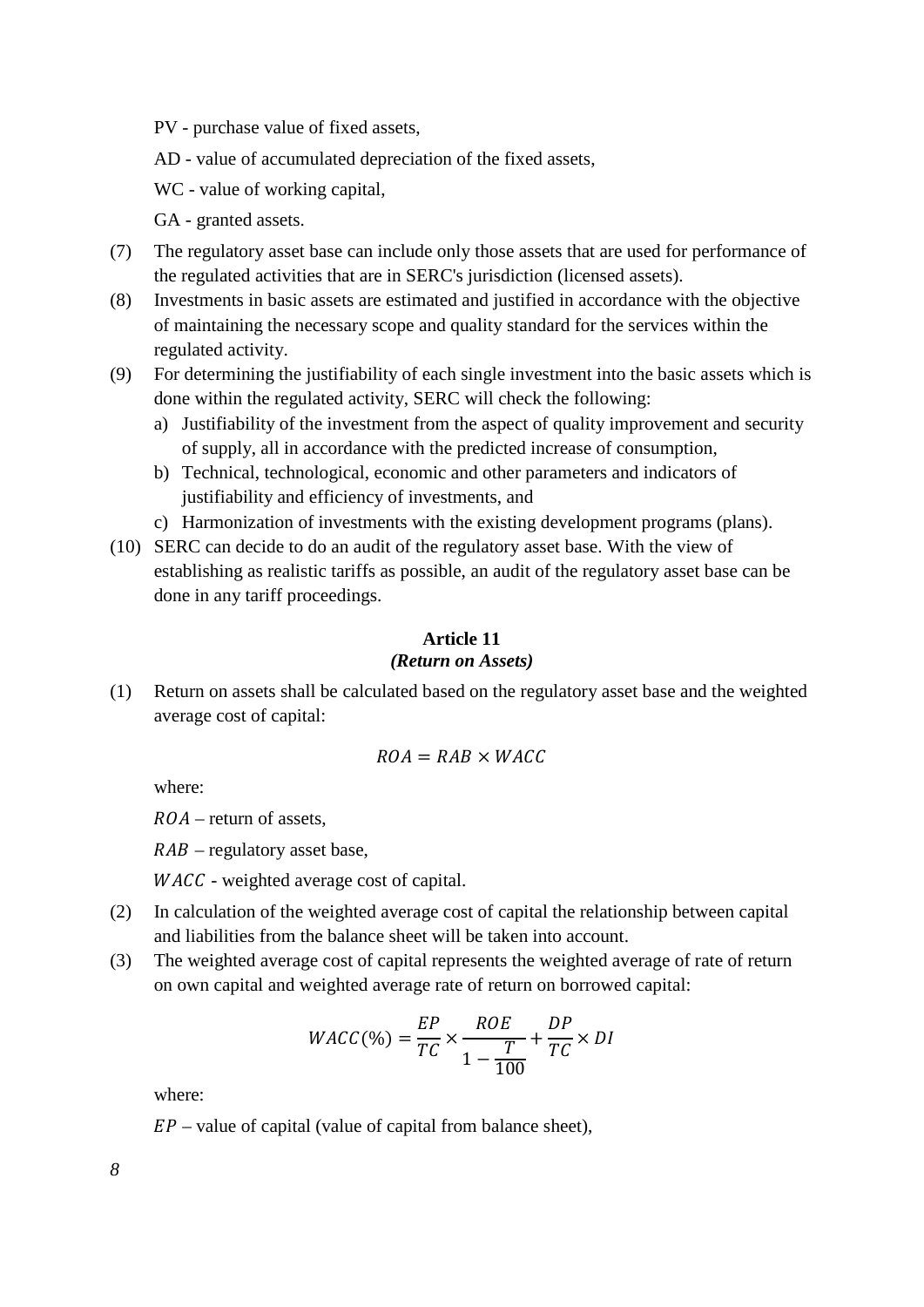PV - purchase value of fixed assets,

AD - value of accumulated depreciation of the fixed assets,

WC - value of working capital,

GA - granted assets.

(7) The regulatory asset base can include only those assets that are used for performance of the regulated activities that are in SERC's jurisdiction (licensed assets).

(8) Investments in basic assets are estimated and justified in accordance with the objective of maintaining the necessary scope and quality standard for the services within the regulated activity.

(9) For determining the justifiability of each single investment into the basic assets which is done within the regulated activity, SERC will check the following:

   a) Justifiability of the investment from the aspect of quality improvement and security of supply, all in accordance with the predicted increase of consumption,
   b) Technical, technological, economic and other parameters and indicators of justifiability and efficiency of investments, and
   c) Harmonization of investments with the existing development programs (plans).

(10) SERC can decide to do an audit of the regulatory asset base. With the view of establishing as realistic tariffs as possible, an audit of the regulatory asset base can be done in any tariff proceedings.

### Article 11
***(Return on Assets)***

(1) Return on assets shall be calculated based on the regulatory asset base and the weighted average cost of capital:

$$ROA = RAB \times WACC$$

where:

$ROA$ – return of assets,

$RAB$ – regulatory asset base,

$WACC$ - weighted average cost of capital.

(2) In calculation of the weighted average cost of capital the relationship between capital and liabilities from the balance sheet will be taken into account.

(3) The weighted average cost of capital represents the weighted average of rate of return on own capital and weighted average rate of return on borrowed capital:

$$WACC(\%) = \frac{EP}{TC} \times \frac{ROE}{1 - \frac{T}{100}} + \frac{DP}{TC} \times DI$$

where:

$EP$ – value of capital (value of capital from balance sheet),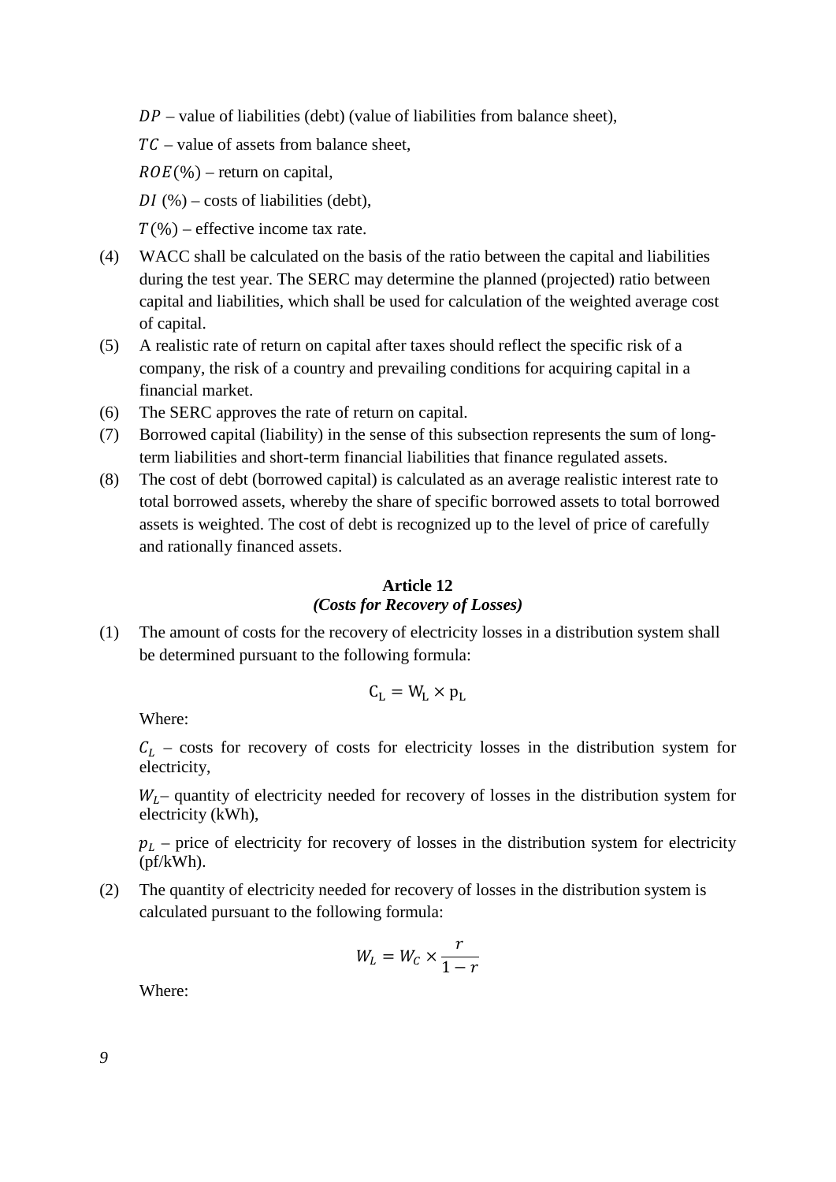$DP$ – value of liabilities (debt) (value of liabilities from balance sheet),

$TC$ – value of assets from balance sheet,

$ROE(\%)$ – return on capital,

$DI$ (%) – costs of liabilities (debt),

$T(\%)$ – effective income tax rate.

(4) WACC shall be calculated on the basis of the ratio between the capital and liabilities during the test year. The SERC may determine the planned (projected) ratio between capital and liabilities, which shall be used for calculation of the weighted average cost of capital.

(5) A realistic rate of return on capital after taxes should reflect the specific risk of a company, the risk of a country and prevailing conditions for acquiring capital in a financial market.

(6) The SERC approves the rate of return on capital.

(7) Borrowed capital (liability) in the sense of this subsection represents the sum of long-term liabilities and short-term financial liabilities that finance regulated assets.

(8) The cost of debt (borrowed capital) is calculated as an average realistic interest rate to total borrowed assets, whereby the share of specific borrowed assets to total borrowed assets is weighted. The cost of debt is recognized up to the level of price of carefully and rationally financed assets.

**Article 12**
***(Costs for Recovery of Losses)***

(1) The amount of costs for the recovery of electricity losses in a distribution system shall be determined pursuant to the following formula:

$$\mathrm{C_L} = \mathrm{W_L} \times \mathrm{p_L}$$

Where:

$C_L$ – costs for recovery of costs for electricity losses in the distribution system for electricity,

$W_L$– quantity of electricity needed for recovery of losses in the distribution system for electricity (kWh),

$p_L$ – price of electricity for recovery of losses in the distribution system for electricity (pf/kWh).

(2) The quantity of electricity needed for recovery of losses in the distribution system is calculated pursuant to the following formula:

$$W_L = W_C \times \frac{r}{1-r}$$

Where: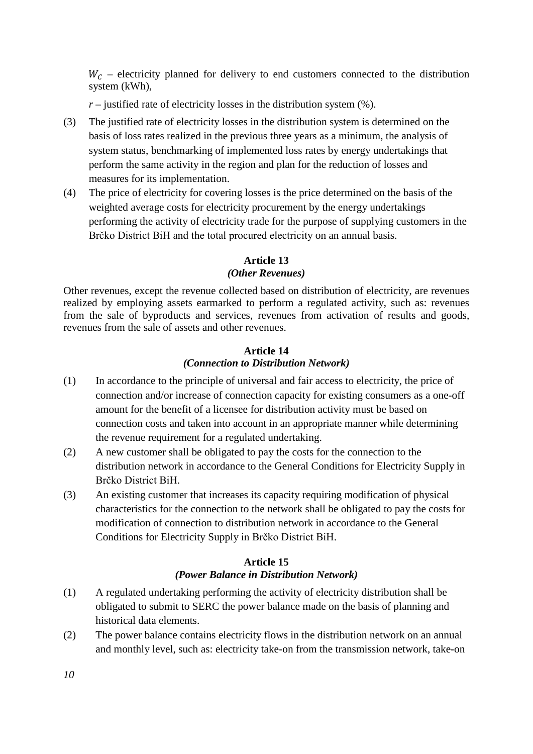$W_C$ – electricity planned for delivery to end customers connected to the distribution system (kWh),

$r$ – justified rate of electricity losses in the distribution system (%).

(3) The justified rate of electricity losses in the distribution system is determined on the basis of loss rates realized in the previous three years as a minimum, the analysis of system status, benchmarking of implemented loss rates by energy undertakings that perform the same activity in the region and plan for the reduction of losses and measures for its implementation.

(4) The price of electricity for covering losses is the price determined on the basis of the weighted average costs for electricity procurement by the energy undertakings performing the activity of electricity trade for the purpose of supplying customers in the Brčko District BiH and the total procured electricity on an annual basis.

**Article 13**
***(Other Revenues)***

Other revenues, except the revenue collected based on distribution of electricity, are revenues realized by employing assets earmarked to perform a regulated activity, such as: revenues from the sale of byproducts and services, revenues from activation of results and goods, revenues from the sale of assets and other revenues.

**Article 14**
***(Connection to Distribution Network)***

(1) In accordance to the principle of universal and fair access to electricity, the price of connection and/or increase of connection capacity for existing consumers as a one-off amount for the benefit of a licensee for distribution activity must be based on connection costs and taken into account in an appropriate manner while determining the revenue requirement for a regulated undertaking.

(2) A new customer shall be obligated to pay the costs for the connection to the distribution network in accordance to the General Conditions for Electricity Supply in Brčko District BiH.

(3) An existing customer that increases its capacity requiring modification of physical characteristics for the connection to the network shall be obligated to pay the costs for modification of connection to distribution network in accordance to the General Conditions for Electricity Supply in Brčko District BiH.

**Article 15**
***(Power Balance in Distribution Network)***

(1) A regulated undertaking performing the activity of electricity distribution shall be obligated to submit to SERC the power balance made on the basis of planning and historical data elements.

(2) The power balance contains electricity flows in the distribution network on an annual and monthly level, such as: electricity take-on from the transmission network, take-on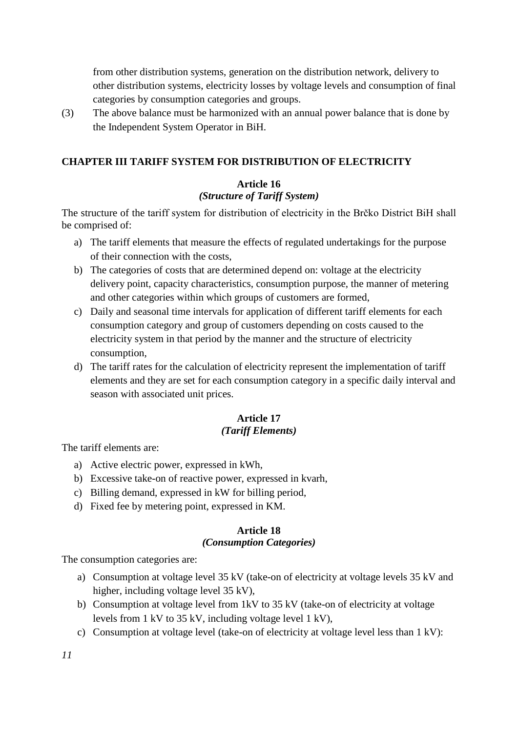from other distribution systems, generation on the distribution network, delivery to other distribution systems, electricity losses by voltage levels and consumption of final categories by consumption categories and groups.

(3) The above balance must be harmonized with an annual power balance that is done by the Independent System Operator in BiH.

## CHAPTER III TARIFF SYSTEM FOR DISTRIBUTION OF ELECTRICITY

### Article 16
***(Structure of Tariff System)***

The structure of the tariff system for distribution of electricity in the Brčko District BiH shall be comprised of:

a) The tariff elements that measure the effects of regulated undertakings for the purpose of their connection with the costs,
b) The categories of costs that are determined depend on: voltage at the electricity delivery point, capacity characteristics, consumption purpose, the manner of metering and other categories within which groups of customers are formed,
c) Daily and seasonal time intervals for application of different tariff elements for each consumption category and group of customers depending on costs caused to the electricity system in that period by the manner and the structure of electricity consumption,
d) The tariff rates for the calculation of electricity represent the implementation of tariff elements and they are set for each consumption category in a specific daily interval and season with associated unit prices.

### Article 17
***(Tariff Elements)***

The tariff elements are:

a) Active electric power, expressed in kWh,
b) Excessive take-on of reactive power, expressed in kvarh,
c) Billing demand, expressed in kW for billing period,
d) Fixed fee by metering point, expressed in KM.

### Article 18
***(Consumption Categories)***

The consumption categories are:

a) Consumption at voltage level 35 kV (take-on of electricity at voltage levels 35 kV and higher, including voltage level 35 kV),
b) Consumption at voltage level from 1kV to 35 kV (take-on of electricity at voltage levels from 1 kV to 35 kV, including voltage level 1 kV),
c) Consumption at voltage level (take-on of electricity at voltage level less than 1 kV):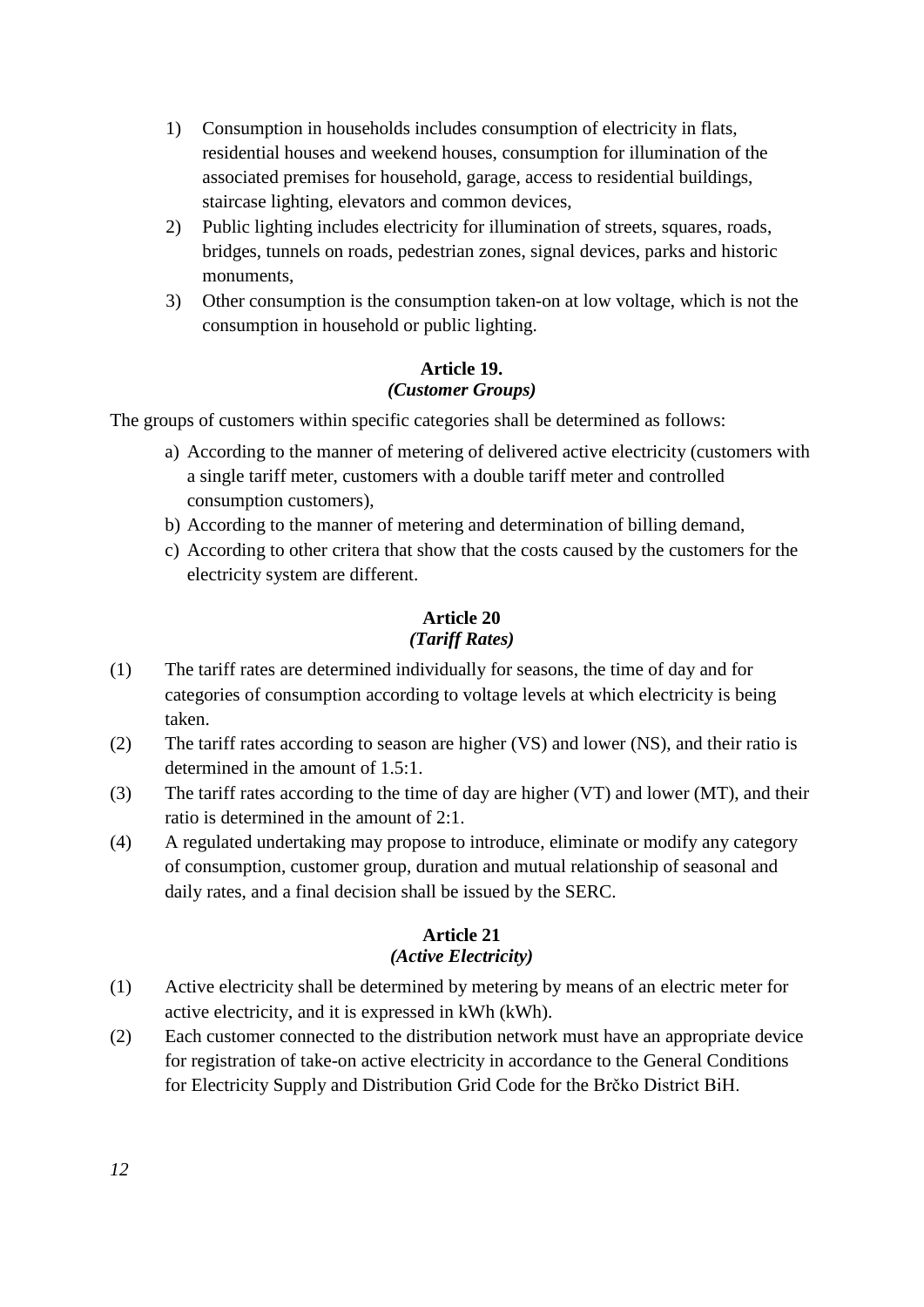1) Consumption in households includes consumption of electricity in flats, residential houses and weekend houses, consumption for illumination of the associated premises for household, garage, access to residential buildings, staircase lighting, elevators and common devices,
2) Public lighting includes electricity for illumination of streets, squares, roads, bridges, tunnels on roads, pedestrian zones, signal devices, parks and historic monuments,
3) Other consumption is the consumption taken-on at low voltage, which is not the consumption in household or public lighting.

### Article 19.
### *(Customer Groups)*

The groups of customers within specific categories shall be determined as follows:

a) According to the manner of metering of delivered active electricity (customers with a single tariff meter, customers with a double tariff meter and controlled consumption customers),
b) According to the manner of metering and determination of billing demand,
c) According to other critera that show that the costs caused by the customers for the electricity system are different.

### Article 20
### *(Tariff Rates)*

(1) The tariff rates are determined individually for seasons, the time of day and for categories of consumption according to voltage levels at which electricity is being taken.

(2) The tariff rates according to season are higher (VS) and lower (NS), and their ratio is determined in the amount of 1.5:1.

(3) The tariff rates according to the time of day are higher (VT) and lower (MT), and their ratio is determined in the amount of 2:1.

(4) A regulated undertaking may propose to introduce, eliminate or modify any category of consumption, customer group, duration and mutual relationship of seasonal and daily rates, and a final decision shall be issued by the SERC.

### Article 21
### *(Active Electricity)*

(1) Active electricity shall be determined by metering by means of an electric meter for active electricity, and it is expressed in kWh (kWh).

(2) Each customer connected to the distribution network must have an appropriate device for registration of take-on active electricity in accordance to the General Conditions for Electricity Supply and Distribution Grid Code for the Brčko District BiH.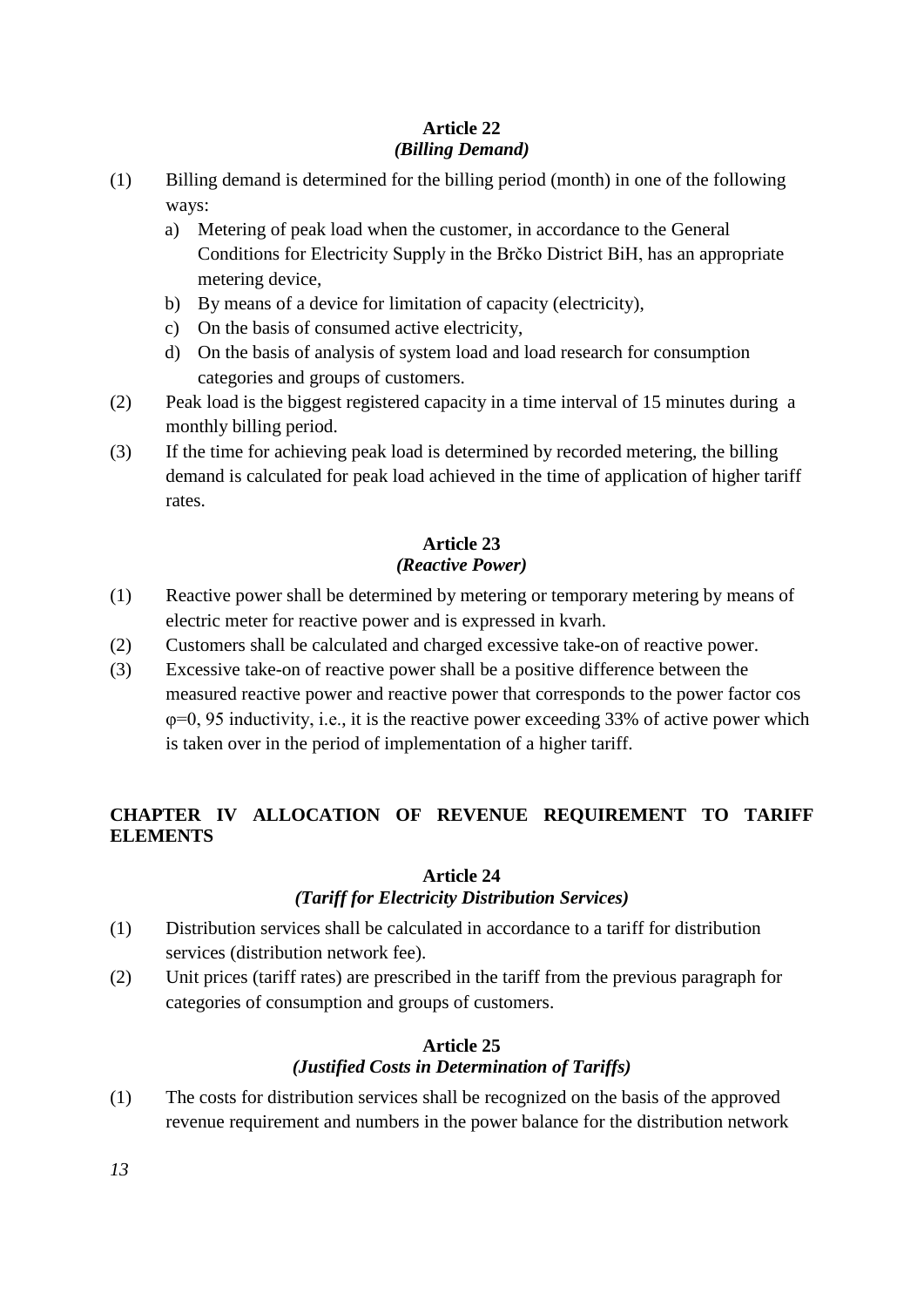### Article 22
### *(Billing Demand)*

(1) Billing demand is determined for the billing period (month) in one of the following ways:

  a) Metering of peak load when the customer, in accordance to the General Conditions for Electricity Supply in the Brčko District BiH, has an appropriate metering device,
  b) By means of a device for limitation of capacity (electricity),
  c) On the basis of consumed active electricity,
  d) On the basis of analysis of system load and load research for consumption categories and groups of customers.

(2) Peak load is the biggest registered capacity in a time interval of 15 minutes during a monthly billing period.

(3) If the time for achieving peak load is determined by recorded metering, the billing demand is calculated for peak load achieved in the time of application of higher tariff rates.

### Article 23
### *(Reactive Power)*

(1) Reactive power shall be determined by metering or temporary metering by means of electric meter for reactive power and is expressed in kvarh.

(2) Customers shall be calculated and charged excessive take-on of reactive power.

(3) Excessive take-on of reactive power shall be a positive difference between the measured reactive power and reactive power that corresponds to the power factor cos φ=0, 95 inductivity, i.e., it is the reactive power exceeding 33% of active power which is taken over in the period of implementation of a higher tariff.

## CHAPTER IV ALLOCATION OF REVENUE REQUIREMENT TO TARIFF ELEMENTS

### Article 24
### *(Tariff for Electricity Distribution Services)*

(1) Distribution services shall be calculated in accordance to a tariff for distribution services (distribution network fee).

(2) Unit prices (tariff rates) are prescribed in the tariff from the previous paragraph for categories of consumption and groups of customers.

### Article 25
### *(Justified Costs in Determination of Tariffs)*

(1) The costs for distribution services shall be recognized on the basis of the approved revenue requirement and numbers in the power balance for the distribution network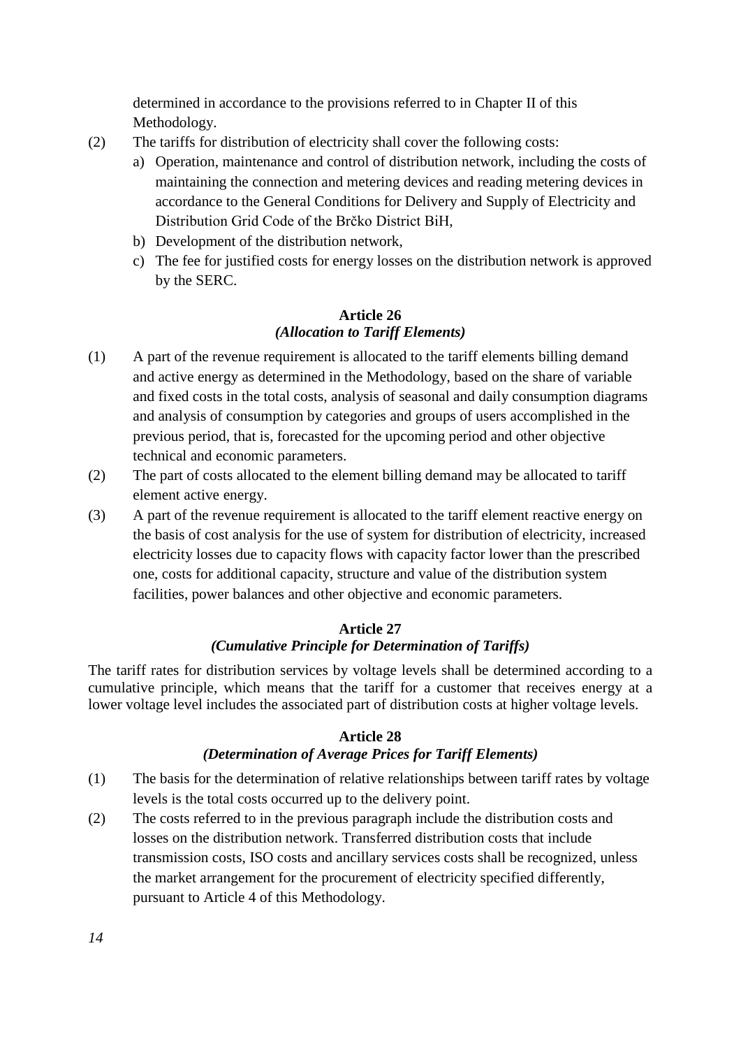determined in accordance to the provisions referred to in Chapter II of this Methodology.

(2) The tariffs for distribution of electricity shall cover the following costs:

a) Operation, maintenance and control of distribution network, including the costs of maintaining the connection and metering devices and reading metering devices in accordance to the General Conditions for Delivery and Supply of Electricity and Distribution Grid Code of the Brčko District BiH,

b) Development of the distribution network,

c) The fee for justified costs for energy losses on the distribution network is approved by the SERC.

**Article 26**
***(Allocation to Tariff Elements)***

(1) A part of the revenue requirement is allocated to the tariff elements billing demand and active energy as determined in the Methodology, based on the share of variable and fixed costs in the total costs, analysis of seasonal and daily consumption diagrams and analysis of consumption by categories and groups of users accomplished in the previous period, that is, forecasted for the upcoming period and other objective technical and economic parameters.

(2) The part of costs allocated to the element billing demand may be allocated to tariff element active energy.

(3) A part of the revenue requirement is allocated to the tariff element reactive energy on the basis of cost analysis for the use of system for distribution of electricity, increased electricity losses due to capacity flows with capacity factor lower than the prescribed one, costs for additional capacity, structure and value of the distribution system facilities, power balances and other objective and economic parameters.

**Article 27**
***(Cumulative Principle for Determination of Tariffs)***

The tariff rates for distribution services by voltage levels shall be determined according to a cumulative principle, which means that the tariff for a customer that receives energy at a lower voltage level includes the associated part of distribution costs at higher voltage levels.

**Article 28**
***(Determination of Average Prices for Tariff Elements)***

(1) The basis for the determination of relative relationships between tariff rates by voltage levels is the total costs occurred up to the delivery point.

(2) The costs referred to in the previous paragraph include the distribution costs and losses on the distribution network. Transferred distribution costs that include transmission costs, ISO costs and ancillary services costs shall be recognized, unless the market arrangement for the procurement of electricity specified differently, pursuant to Article 4 of this Methodology.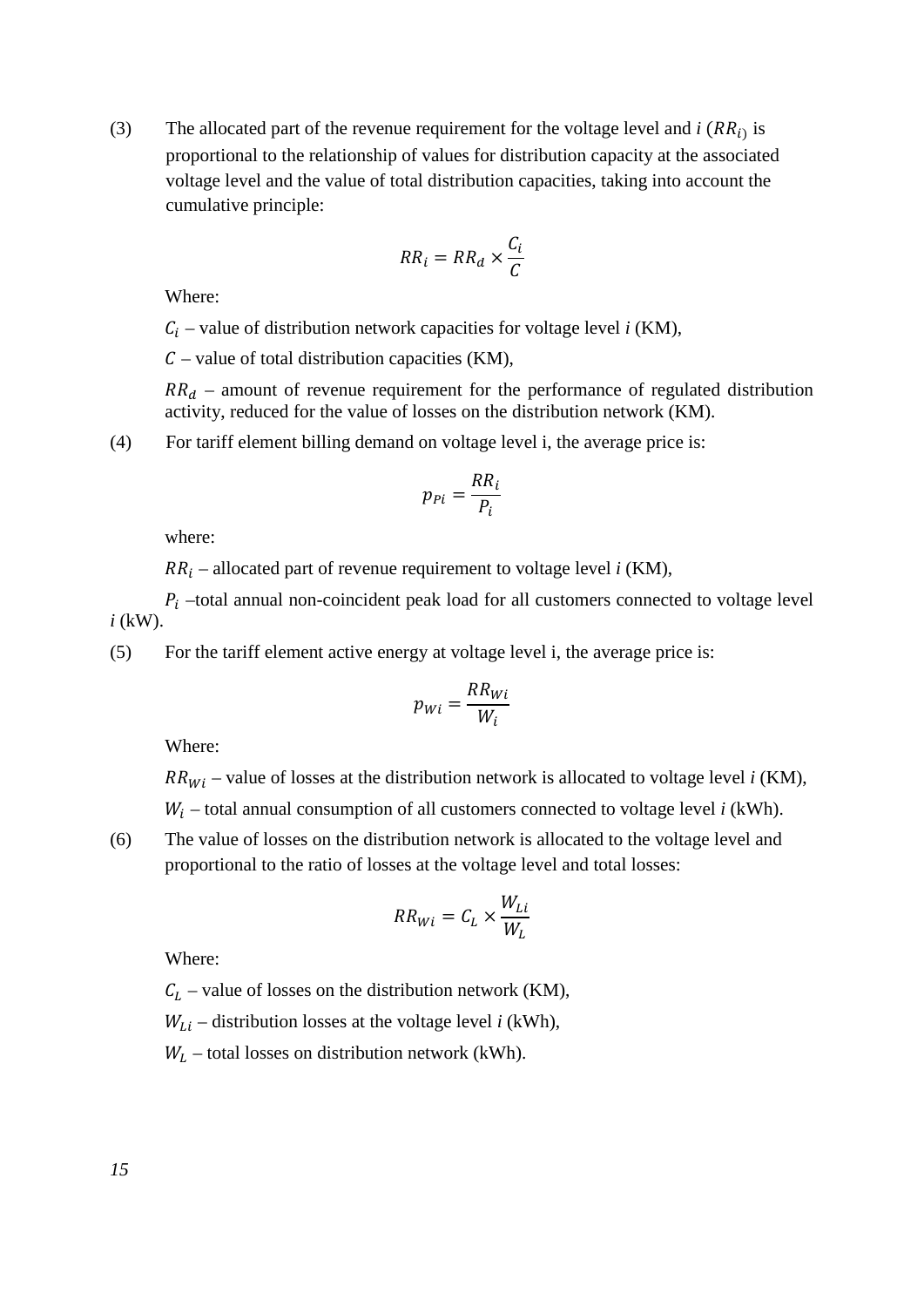(3) The allocated part of the revenue requirement for the voltage level and $i$ ($RR_i$) is proportional to the relationship of values for distribution capacity at the associated voltage level and the value of total distribution capacities, taking into account the cumulative principle:

$$RR_i = RR_d \times \frac{C_i}{C}$$

Where:

$C_i$ – value of distribution network capacities for voltage level *i* (KM),

$C$ – value of total distribution capacities (KM),

$RR_d$ – amount of revenue requirement for the performance of regulated distribution activity, reduced for the value of losses on the distribution network (KM).

(4) For tariff element billing demand on voltage level i, the average price is:

$$p_{Pi} = \frac{RR_i}{P_i}$$

where:

$RR_i$ – allocated part of revenue requirement to voltage level *i* (KM),

$P_i$ –total annual non-coincident peak load for all customers connected to voltage level *i* (kW).

(5) For the tariff element active energy at voltage level i, the average price is:

$$p_{Wi} = \frac{RR_{Wi}}{W_i}$$

Where:

$RR_{Wi}$ – value of losses at the distribution network is allocated to voltage level *i* (KM),

$W_i$ – total annual consumption of all customers connected to voltage level *i* (kWh).

(6) The value of losses on the distribution network is allocated to the voltage level and proportional to the ratio of losses at the voltage level and total losses:

$$RR_{Wi} = C_L \times \frac{W_{Li}}{W_L}$$

Where:

$C_L$ – value of losses on the distribution network (KM),

$W_{Li}$ – distribution losses at the voltage level *i* (kWh),

$W_L$ – total losses on distribution network (kWh).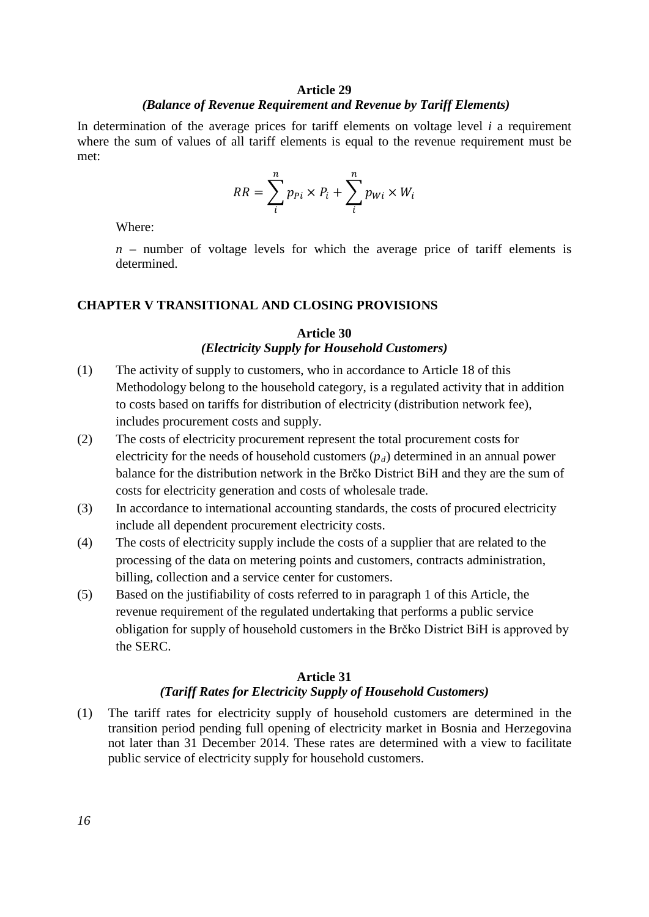### Article 29
### *(Balance of Revenue Requirement and Revenue by Tariff Elements)*

In determination of the average prices for tariff elements on voltage level $i$ a requirement where the sum of values of all tariff elements is equal to the revenue requirement must be met:

$$RR = \sum_{i}^{n} p_{Pi} \times P_i + \sum_{i}^{n} p_{Wi} \times W_i$$

Where:

$n$ – number of voltage levels for which the average price of tariff elements is determined.

## CHAPTER V TRANSITIONAL AND CLOSING PROVISIONS

### Article 30
### *(Electricity Supply for Household Customers)*

(1) The activity of supply to customers, who in accordance to Article 18 of this Methodology belong to the household category, is a regulated activity that in addition to costs based on tariffs for distribution of electricity (distribution network fee), includes procurement costs and supply.

(2) The costs of electricity procurement represent the total procurement costs for electricity for the needs of household customers ($p_d$) determined in an annual power balance for the distribution network in the Brčko District BiH and they are the sum of costs for electricity generation and costs of wholesale trade.

(3) In accordance to international accounting standards, the costs of procured electricity include all dependent procurement electricity costs.

(4) The costs of electricity supply include the costs of a supplier that are related to the processing of the data on metering points and customers, contracts administration, billing, collection and a service center for customers.

(5) Based on the justifiability of costs referred to in paragraph 1 of this Article, the revenue requirement of the regulated undertaking that performs a public service obligation for supply of household customers in the Brčko District BiH is approved by the SERC.

### Article 31
### *(Tariff Rates for Electricity Supply of Household Customers)*

(1) The tariff rates for electricity supply of household customers are determined in the transition period pending full opening of electricity market in Bosnia and Herzegovina not later than 31 December 2014. These rates are determined with a view to facilitate public service of electricity supply for household customers.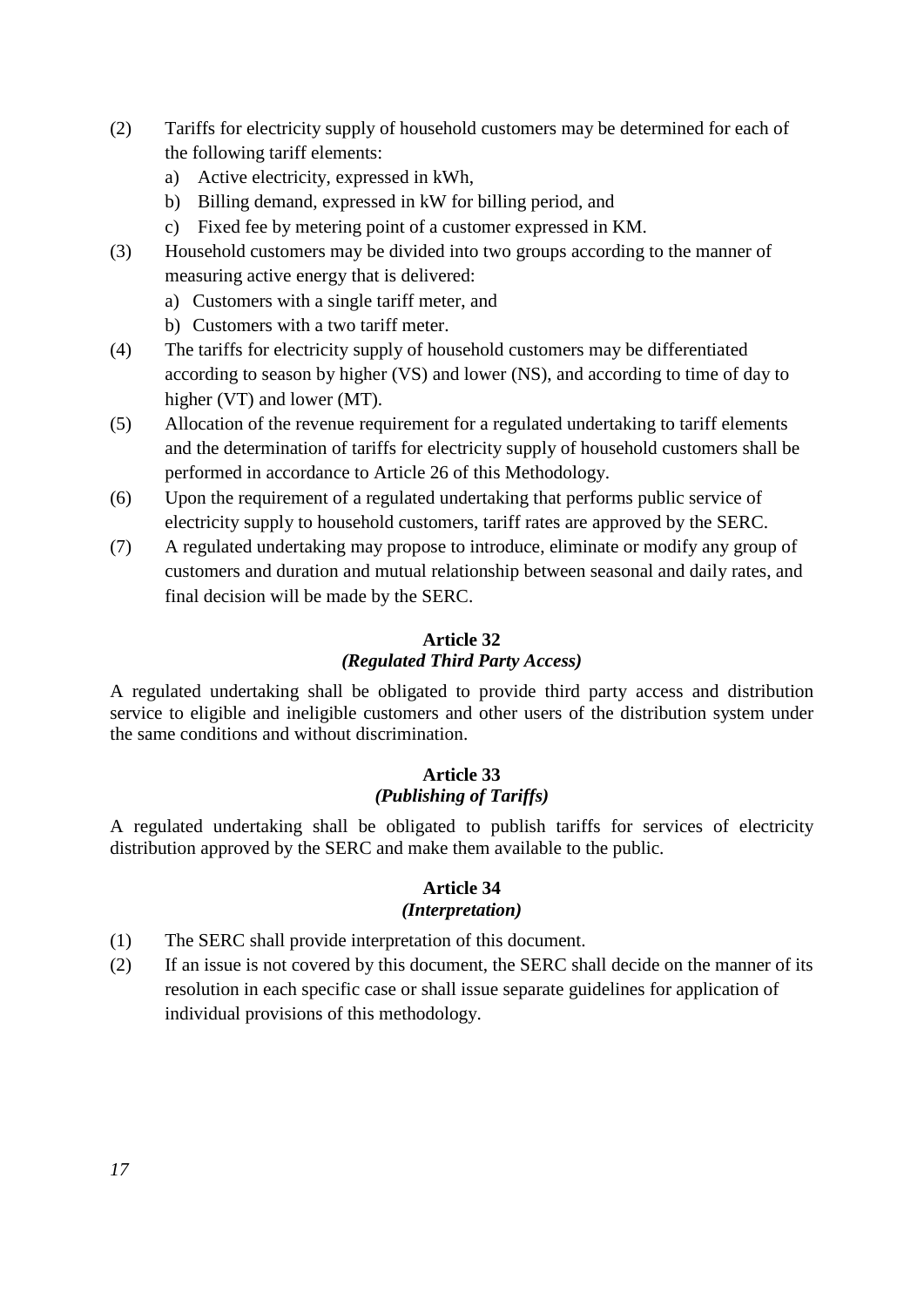(2) Tariffs for electricity supply of household customers may be determined for each of the following tariff elements:

a) Active electricity, expressed in kWh,

b) Billing demand, expressed in kW for billing period, and

c) Fixed fee by metering point of a customer expressed in KM.

(3) Household customers may be divided into two groups according to the manner of measuring active energy that is delivered:

a) Customers with a single tariff meter, and

b) Customers with a two tariff meter.

(4) The tariffs for electricity supply of household customers may be differentiated according to season by higher (VS) and lower (NS), and according to time of day to higher (VT) and lower (MT).

(5) Allocation of the revenue requirement for a regulated undertaking to tariff elements and the determination of tariffs for electricity supply of household customers shall be performed in accordance to Article 26 of this Methodology.

(6) Upon the requirement of a regulated undertaking that performs public service of electricity supply to household customers, tariff rates are approved by the SERC.

(7) A regulated undertaking may propose to introduce, eliminate or modify any group of customers and duration and mutual relationship between seasonal and daily rates, and final decision will be made by the SERC.

**Article 32**
***(Regulated Third Party Access)***

A regulated undertaking shall be obligated to provide third party access and distribution service to eligible and ineligible customers and other users of the distribution system under the same conditions and without discrimination.

**Article 33**
***(Publishing of Tariffs)***

A regulated undertaking shall be obligated to publish tariffs for services of electricity distribution approved by the SERC and make them available to the public.

**Article 34**
***(Interpretation)***

(1) The SERC shall provide interpretation of this document.

(2) If an issue is not covered by this document, the SERC shall decide on the manner of its resolution in each specific case or shall issue separate guidelines for application of individual provisions of this methodology.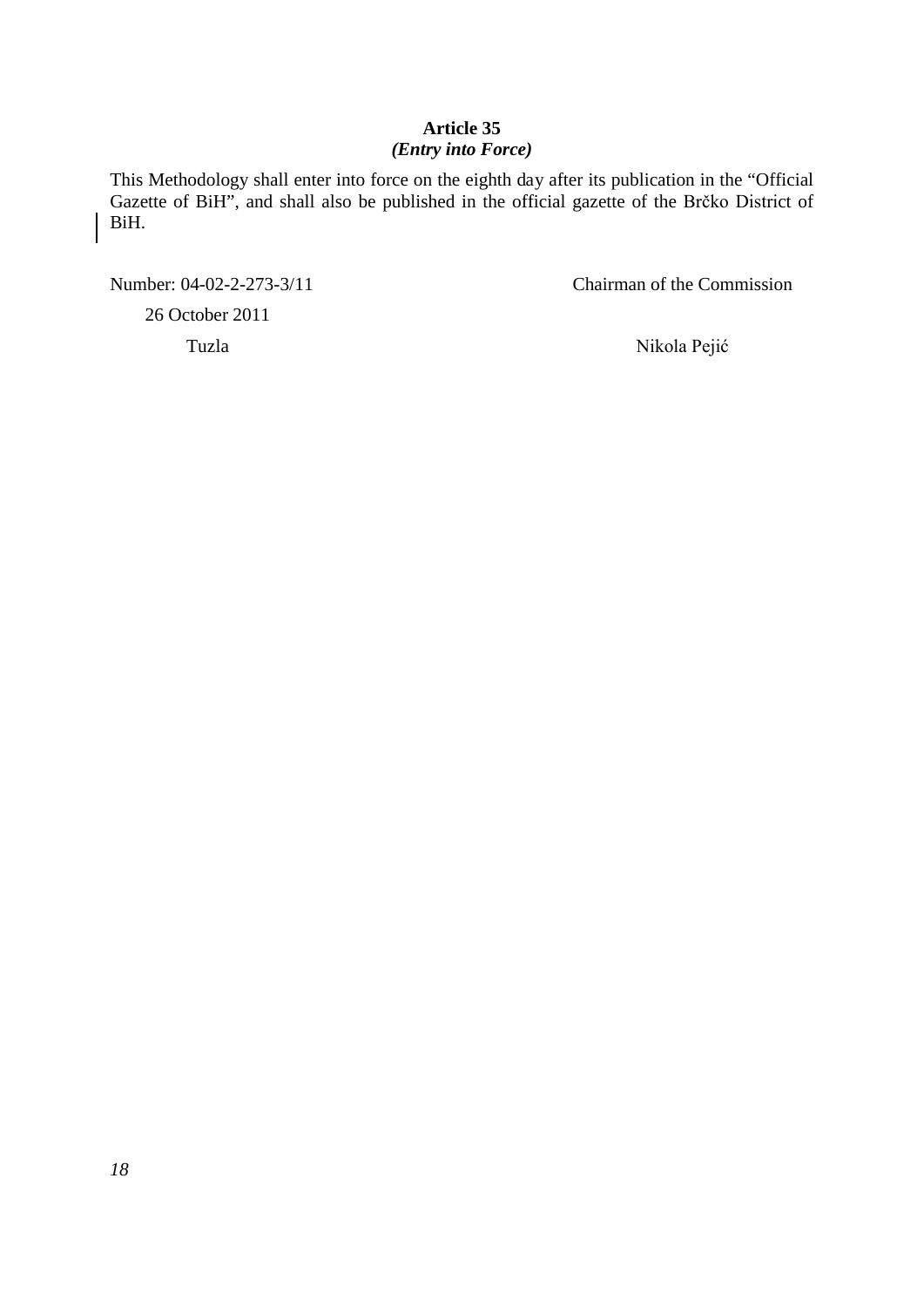**Article 35**
***(Entry into Force)***

This Methodology shall enter into force on the eighth day after its publication in the "Official Gazette of BiH", and shall also be published in the official gazette of the Brčko District of BiH.

Number: 04-02-2-273-3/11

26 October 2011

Tuzla

Chairman of the Commission

Nikola Pejić